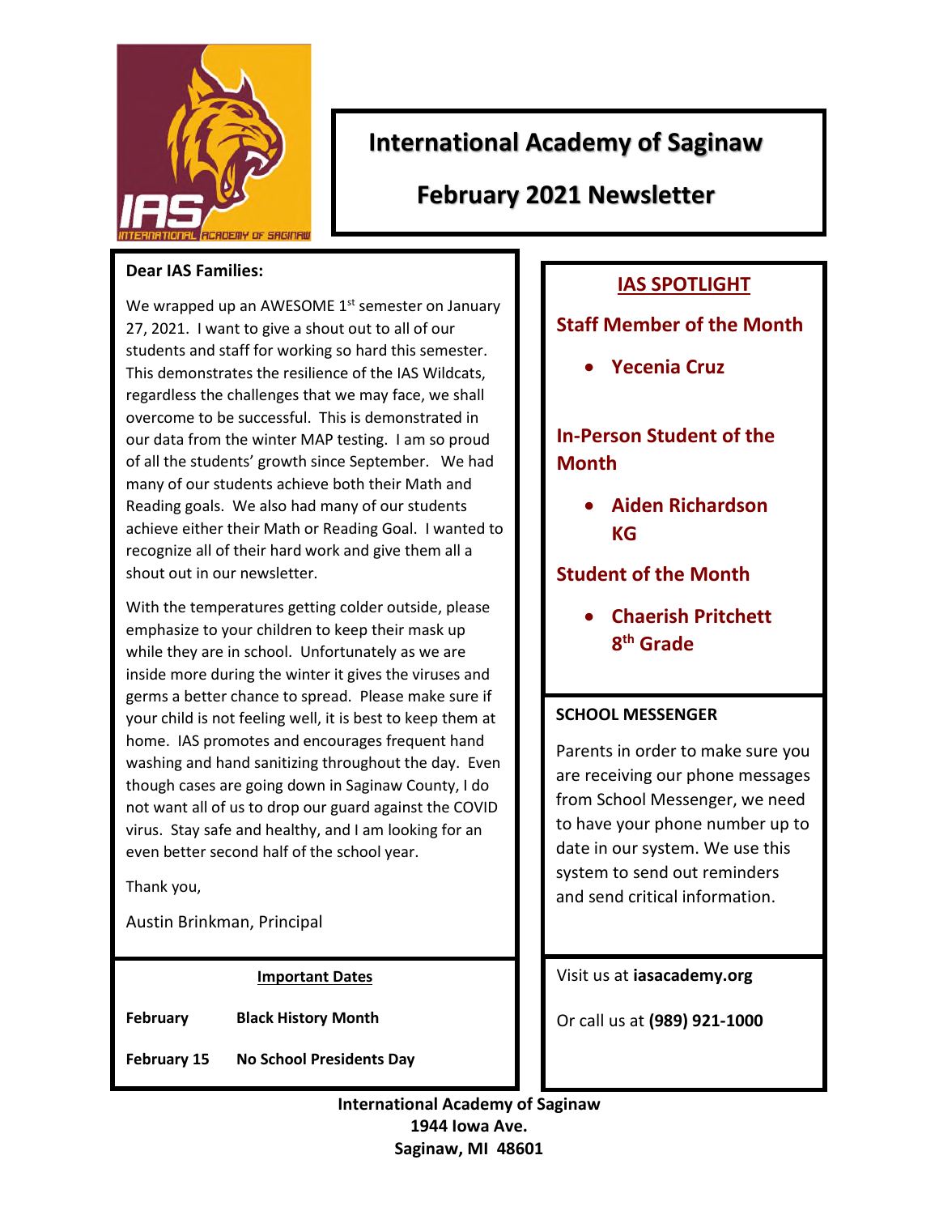# International Academy of Saginaw

## February 2021 Newsletter

**Dear IAS Families:**

We wrapped up an AWESOME 1st semester on January 27, 2021. I want to give a shout out to all of our students and staff for working so hard this semester. This demonstrates the resilience of the IAS Wildcats, regardless the challenges that we may face, we shall overcome to be successful. This is demonstrated in our data from the winter MAP testing. I am so proud of all the students' growth since September. We had many of our students achieve both their Math and Reading goals. We also had many of our students achieve either their Math or Reading Goal. I wanted to recognize all of their hard work and give them all a shout out in our newsletter.

With the temperatures getting colder outside, please emphasize to your children to keep their mask up while they are in school. Unfortunately as we are inside more during the winter it gives the viruses and germs a better chance to spread. Please make sure if your child is not feeling well, it is best to keep them at home. IAS promotes and encourages frequent hand washing and hand sanitizing throughout the day. Even though cases are going down in Saginaw County, I do not want all of us to drop our guard against the COVID virus. Stay safe and healthy, and I am looking for an even better second half of the school year.

Thank you,

Austin Brinkman, Principal

**Important Dates**

| | |
|---|---|
| **February** | **Black History Month** |
| **February 15** | **No School Presidents Day** |

## IAS SPOTLIGHT

### Staff Member of the Month

- **Yecenia Cruz**

### In-Person Student of the Month

- **Aiden Richardson KG**

### Student of the Month

- **Chaerish Pritchett 8th Grade**

**SCHOOL MESSENGER**

Parents in order to make sure you are receiving our phone messages from School Messenger, we need to have your phone number up to date in our system. We use this system to send out reminders and send critical information.

Visit us at **iasacademy.org**

Or call us at **(989) 921-1000**

**International Academy of Saginaw**
**1944 Iowa Ave.**
**Saginaw, MI 48601**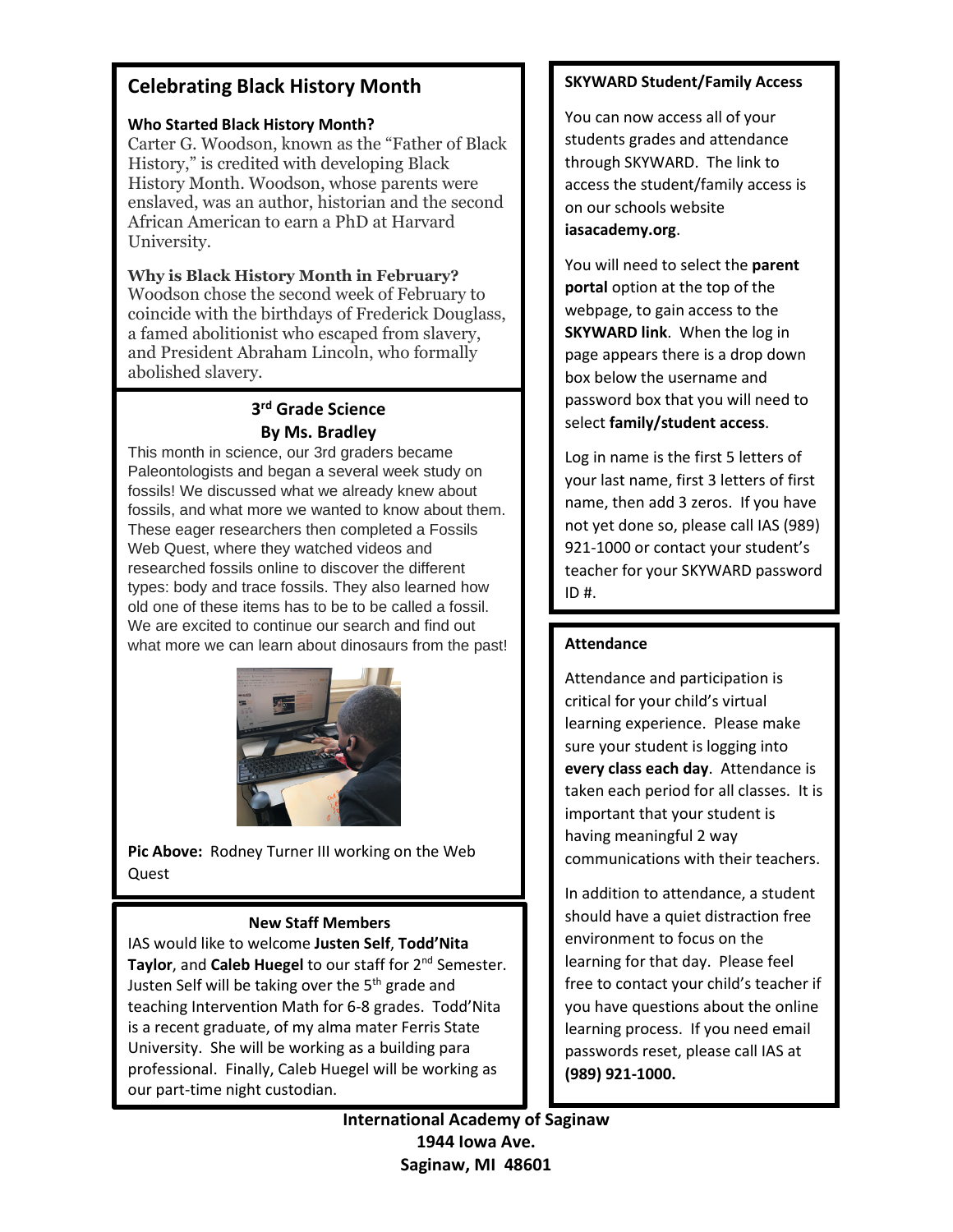## Celebrating Black History Month

**Who Started Black History Month?**

Carter G. Woodson, known as the "Father of Black History," is credited with developing Black History Month. Woodson, whose parents were enslaved, was an author, historian and the second African American to earn a PhD at Harvard University.

**Why is Black History Month in February?**

Woodson chose the second week of February to coincide with the birthdays of Frederick Douglass, a famed abolitionist who escaped from slavery, and President Abraham Lincoln, who formally abolished slavery.

### 3rd Grade Science
### By Ms. Bradley

This month in science, our 3rd graders became Paleontologists and began a several week study on fossils! We discussed what we already knew about fossils, and what more we wanted to know about them. These eager researchers then completed a Fossils Web Quest, where they watched videos and researched fossils online to discover the different types: body and trace fossils. They also learned how old one of these items has to be to be called a fossil. We are excited to continue our search and find out what more we can learn about dinosaurs from the past!

**Pic Above:** Rodney Turner III working on the Web Quest

### New Staff Members

IAS would like to welcome **Justen Self**, **Todd'Nita Taylor**, and **Caleb Huegel** to our staff for 2nd Semester. Justen Self will be taking over the 5th grade and teaching Intervention Math for 6-8 grades. Todd'Nita is a recent graduate, of my alma mater Ferris State University. She will be working as a building para professional. Finally, Caleb Huegel will be working as our part-time night custodian.

### SKYWARD Student/Family Access

You can now access all of your students grades and attendance through SKYWARD. The link to access the student/family access is on our schools website **iasacademy.org**.

You will need to select the **parent portal** option at the top of the webpage, to gain access to the **SKYWARD link**. When the log in page appears there is a drop down box below the username and password box that you will need to select **family/student access**.

Log in name is the first 5 letters of your last name, first 3 letters of first name, then add 3 zeros. If you have not yet done so, please call IAS (989) 921-1000 or contact your student's teacher for your SKYWARD password ID #.

### Attendance

Attendance and participation is critical for your child's virtual learning experience. Please make sure your student is logging into **every class each day**. Attendance is taken each period for all classes. It is important that your student is having meaningful 2 way communications with their teachers.

In addition to attendance, a student should have a quiet distraction free environment to focus on the learning for that day. Please feel free to contact your child's teacher if you have questions about the online learning process. If you need email passwords reset, please call IAS at **(989) 921-1000.**

**International Academy of Saginaw**
**1944 Iowa Ave.**
**Saginaw, MI 48601**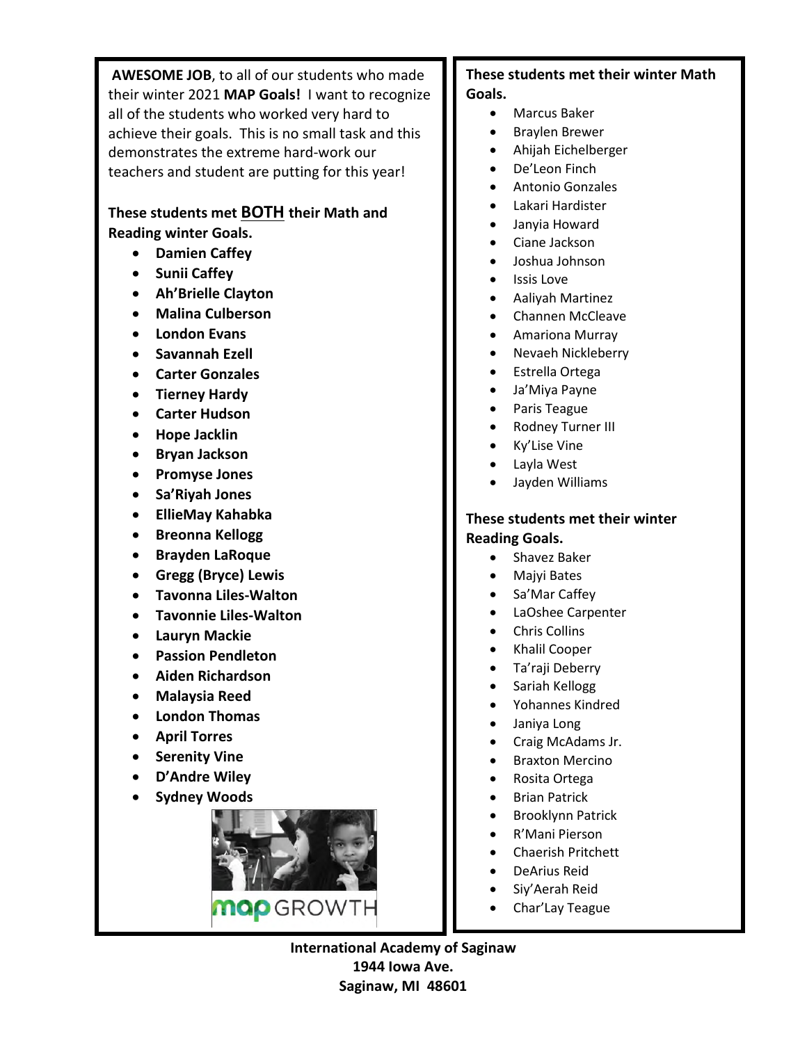**AWESOME JOB**, to all of our students who made their winter 2021 **MAP Goals!** I want to recognize all of the students who worked very hard to achieve their goals. This is no small task and this demonstrates the extreme hard-work our teachers and student are putting for this year!

**These students met BOTH their Math and Reading winter Goals.**

- **Damien Caffey**
- **Sunii Caffey**
- **Ah'Brielle Clayton**
- **Malina Culberson**
- **London Evans**
- **Savannah Ezell**
- **Carter Gonzales**
- **Tierney Hardy**
- **Carter Hudson**
- **Hope Jacklin**
- **Bryan Jackson**
- **Promyse Jones**
- **Sa'Riyah Jones**
- **EllieMay Kahabka**
- **Breonna Kellogg**
- **Brayden LaRoque**
- **Gregg (Bryce) Lewis**
- **Tavonna Liles-Walton**
- **Tavonnie Liles-Walton**
- **Lauryn Mackie**
- **Passion Pendleton**
- **Aiden Richardson**
- **Malaysia Reed**
- **London Thomas**
- **April Torres**
- **Serenity Vine**
- **D'Andre Wiley**
- **Sydney Woods**

**These students met their winter Math Goals.**

- Marcus Baker
- Braylen Brewer
- Ahijah Eichelberger
- De'Leon Finch
- Antonio Gonzales
- Lakari Hardister
- Janyia Howard
- Ciane Jackson
- Joshua Johnson
- Issis Love
- Aaliyah Martinez
- Channen McCleave
- Amariona Murray
- Nevaeh Nickleberry
- Estrella Ortega
- Ja'Miya Payne
- Paris Teague
- Rodney Turner III
- Ky'Lise Vine
- Layla West
- Jayden Williams

**These students met their winter Reading Goals.**

- Shavez Baker
- Majyi Bates
- Sa'Mar Caffey
- LaOshee Carpenter
- Chris Collins
- Khalil Cooper
- Ta'raji Deberry
- Sariah Kellogg
- Yohannes Kindred
- Janiya Long
- Craig McAdams Jr.
- Braxton Mercino
- Rosita Ortega
- Brian Patrick
- Brooklynn Patrick
- R'Mani Pierson
- Chaerish Pritchett
- DeArius Reid
- Siy'Aerah Reid
- Char'Lay Teague

**International Academy of Saginaw**
**1944 Iowa Ave.**
**Saginaw, MI 48601**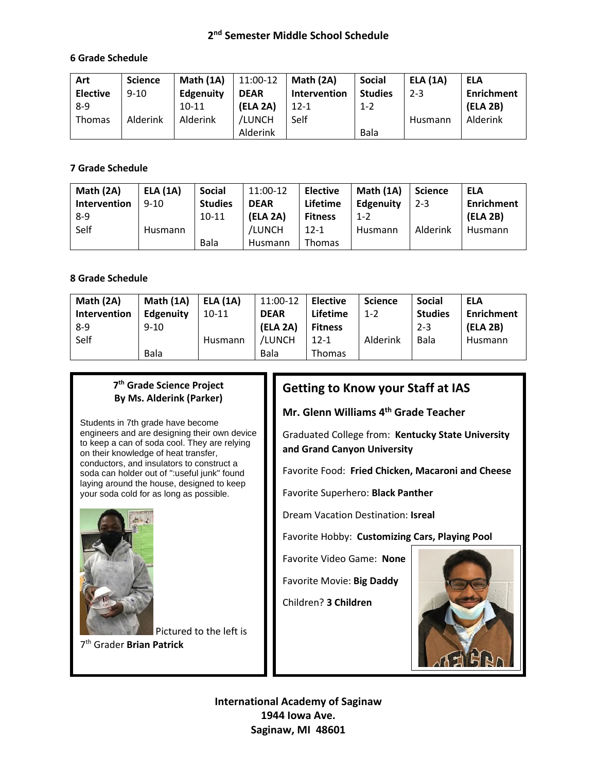## 2nd Semester Middle School Schedule

**6 Grade Schedule**

| | | | | | | | |
|---|---|---|---|---|---|---|---|
| **Art Elective** 8-9 Thomas | **Science** 9-10 Alderink | **Math (1A) Edgenuity** 10-11 Alderink | 11:00-12 **DEAR (ELA 2A)** /LUNCH Alderink | **Math (2A) Intervention** 12-1 Self | **Social Studies** 1-2 Bala | **ELA (1A)** 2-3 Husmann | **ELA Enrichment (ELA 2B)** Alderink |

**7 Grade Schedule**

| | | | | | | | |
|---|---|---|---|---|---|---|---|
| **Math (2A) Intervention** 8-9 Self | **ELA (1A)** 9-10 Husmann | **Social Studies** 10-11 Bala | 11:00-12 **DEAR (ELA 2A)** /LUNCH Husmann | **Elective Lifetime Fitness** 12-1 Thomas | **Math (1A) Edgenuity** 1-2 Husmann | **Science** 2-3 Alderink | **ELA Enrichment (ELA 2B)** Husmann |

**8 Grade Schedule**

| | | | | | | | |
|---|---|---|---|---|---|---|---|
| **Math (2A) Intervention** 8-9 Self | **Math (1A) Edgenuity** 9-10 Bala | **ELA (1A)** 10-11 Husmann | 11:00-12 **DEAR (ELA 2A)** /LUNCH Bala | **Elective Lifetime Fitness** 12-1 Thomas | **Science** 1-2 Alderink | **Social Studies** 2-3 Bala | **ELA Enrichment (ELA 2B)** Husmann |

### 7th Grade Science Project
### By Ms. Alderink (Parker)

Students in 7th grade have become engineers and are designing their own device to keep a can of soda cool. They are relying on their knowledge of heat transfer, conductors, and insulators to construct a soda can holder out of ":useful junk" found laying around the house, designed to keep your soda cold for as long as possible.

Pictured to the left is 7th Grader **Brian Patrick**

## Getting to Know your Staff at IAS

**Mr. Glenn Williams 4th Grade Teacher**

Graduated College from: **Kentucky State University and Grand Canyon University**

Favorite Food: **Fried Chicken, Macaroni and Cheese**

Favorite Superhero: **Black Panther**

Dream Vacation Destination: **Isreal**

Favorite Hobby: **Customizing Cars, Playing Pool**

Favorite Video Game: **None**

Favorite Movie: **Big Daddy**

Children? **3 Children**

**International Academy of Saginaw**
**1944 Iowa Ave.**
**Saginaw, MI 48601**